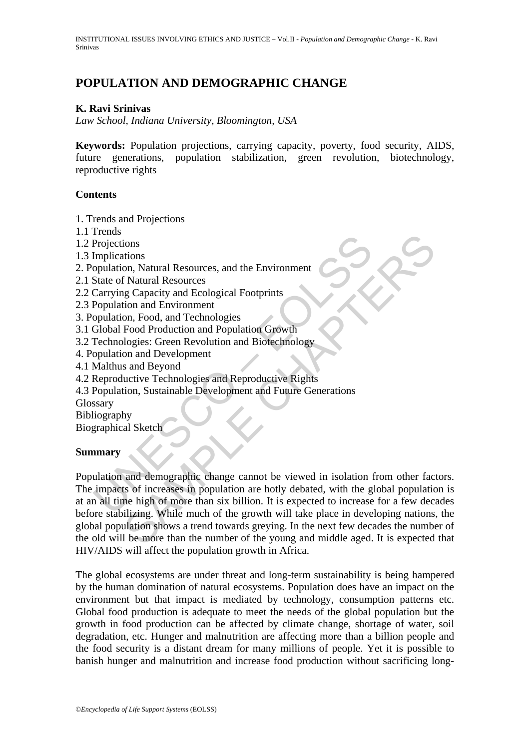# POPULATION AND DEMOGRAPHIC CHANGE

**K. Ravi Srinivas**

*Law School, Indiana University, Bloomington, USA*

**Keywords:** Population projections, carrying capacity, poverty, food security, AIDS, future generations, population stabilization, green revolution, biotechnology, reproductive rights

## Contents

1. Trends and Projections
1.1 Trends
1.2 Projections
1.3 Implications
2. Population, Natural Resources, and the Environment
2.1 State of Natural Resources
2.2 Carrying Capacity and Ecological Footprints
2.3 Population and Environment
3. Population, Food, and Technologies
3.1 Global Food Production and Population Growth
3.2 Technologies: Green Revolution and Biotechnology
4. Population and Development
4.1 Malthus and Beyond
4.2 Reproductive Technologies and Reproductive Rights
4.3 Population, Sustainable Development and Future Generations

Glossary

Bibliography

Biographical Sketch

## Summary

Population and demographic change cannot be viewed in isolation from other factors. The impacts of increases in population are hotly debated, with the global population is at an all time high of more than six billion. It is expected to increase for a few decades before stabilizing. While much of the growth will take place in developing nations, the global population shows a trend towards greying. In the next few decades the number of the old will be more than the number of the young and middle aged. It is expected that HIV/AIDS will affect the population growth in Africa.

The global ecosystems are under threat and long-term sustainability is being hampered by the human domination of natural ecosystems. Population does have an impact on the environment but that impact is mediated by technology, consumption patterns etc. Global food production is adequate to meet the needs of the global population but the growth in food production can be affected by climate change, shortage of water, soil degradation, etc. Hunger and malnutrition are affecting more than a billion people and the food security is a distant dream for many millions of people. Yet it is possible to banish hunger and malnutrition and increase food production without sacrificing long-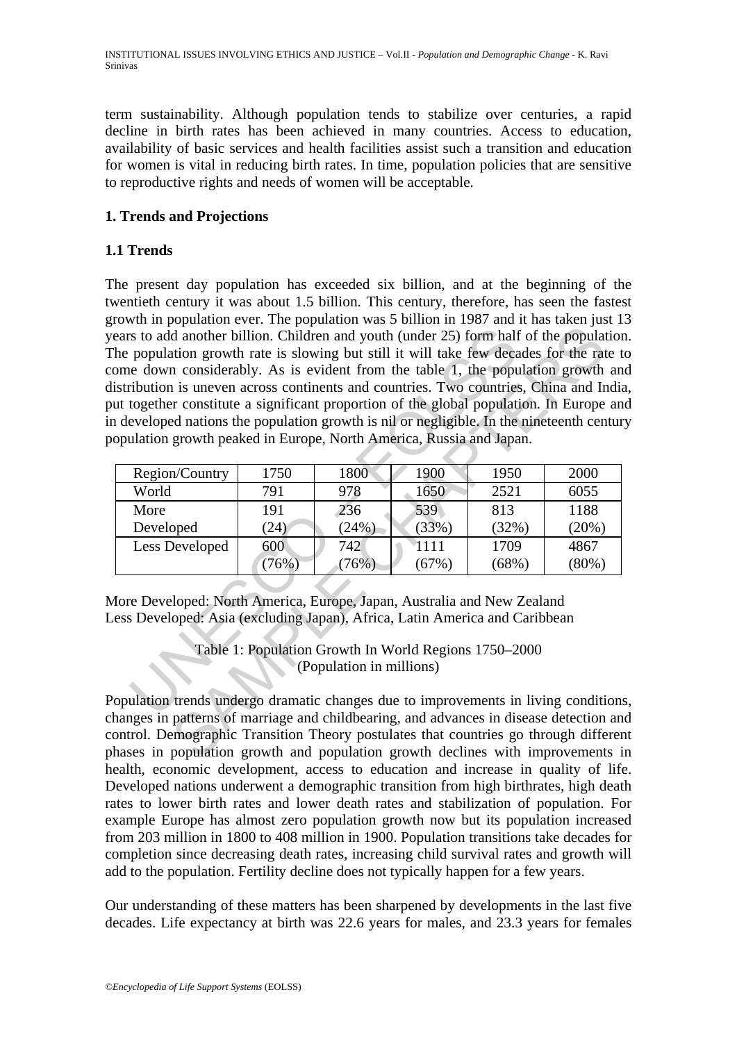term sustainability. Although population tends to stabilize over centuries, a rapid decline in birth rates has been achieved in many countries. Access to education, availability of basic services and health facilities assist such a transition and education for women is vital in reducing birth rates. In time, population policies that are sensitive to reproductive rights and needs of women will be acceptable.

## 1. Trends and Projections

### 1.1 Trends

The present day population has exceeded six billion, and at the beginning of the twentieth century it was about 1.5 billion. This century, therefore, has seen the fastest growth in population ever. The population was 5 billion in 1987 and it has taken just 13 years to add another billion. Children and youth (under 25) form half of the population. The population growth rate is slowing but still it will take few decades for the rate to come down considerably. As is evident from the table 1, the population growth and distribution is uneven across continents and countries. Two countries, China and India, put together constitute a significant proportion of the global population. In Europe and in developed nations the population growth is nil or negligible. In the nineteenth century population growth peaked in Europe, North America, Russia and Japan.

| Region/Country | 1750 | 1800 | 1900 | 1950 | 2000 |
|---|---|---|---|---|---|
| World | 791 | 978 | 1650 | 2521 | 6055 |
| More Developed | 191 (24) | 236 (24%) | 539 (33%) | 813 (32%) | 1188 (20%) |
| Less Developed | 600 (76%) | 742 (76%) | 1111 (67%) | 1709 (68%) | 4867 (80%) |

More Developed: North America, Europe, Japan, Australia and New Zealand
Less Developed: Asia (excluding Japan), Africa, Latin America and Caribbean

Table 1: Population Growth In World Regions 1750–2000
(Population in millions)

Population trends undergo dramatic changes due to improvements in living conditions, changes in patterns of marriage and childbearing, and advances in disease detection and control. Demographic Transition Theory postulates that countries go through different phases in population growth and population growth declines with improvements in health, economic development, access to education and increase in quality of life. Developed nations underwent a demographic transition from high birthrates, high death rates to lower birth rates and lower death rates and stabilization of population. For example Europe has almost zero population growth now but its population increased from 203 million in 1800 to 408 million in 1900. Population transitions take decades for completion since decreasing death rates, increasing child survival rates and growth will add to the population. Fertility decline does not typically happen for a few years.

Our understanding of these matters has been sharpened by developments in the last five decades. Life expectancy at birth was 22.6 years for males, and 23.3 years for females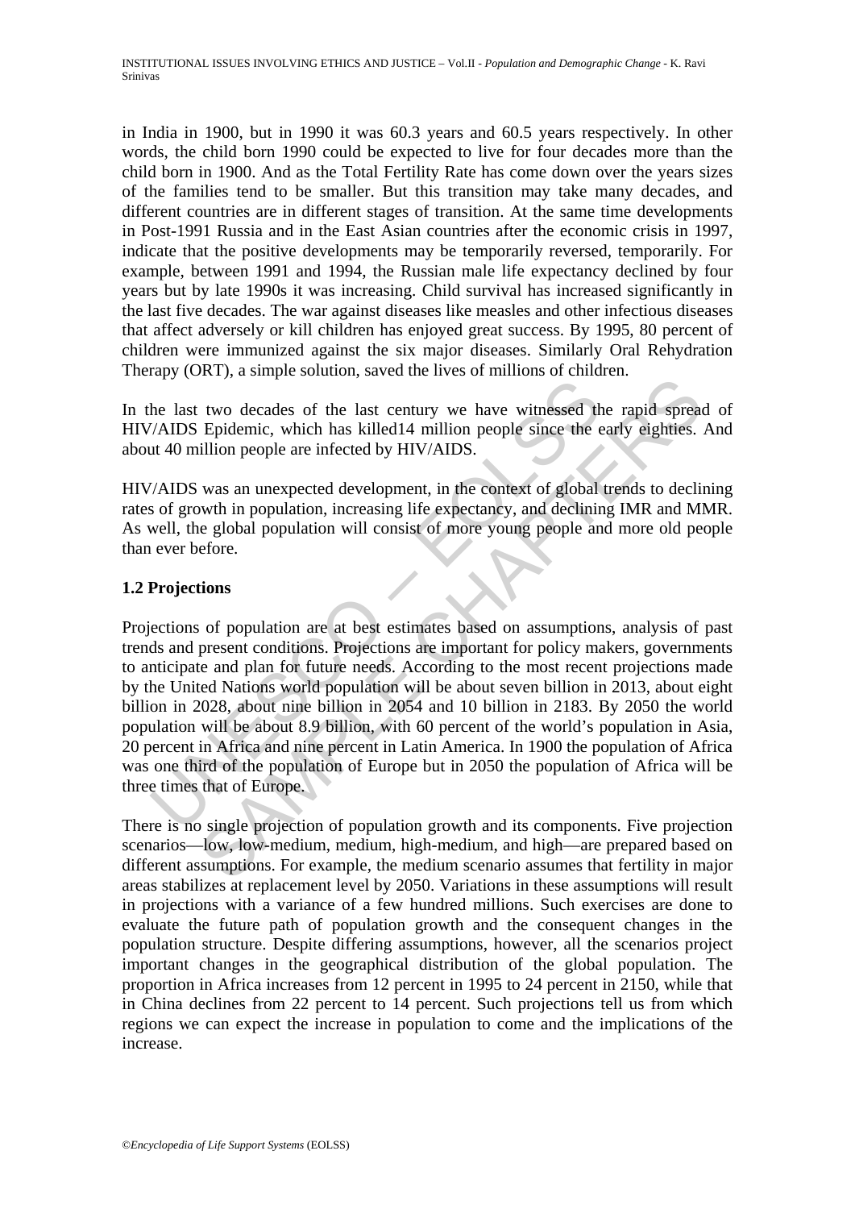in India in 1900, but in 1990 it was 60.3 years and 60.5 years respectively. In other words, the child born 1990 could be expected to live for four decades more than the child born in 1900. And as the Total Fertility Rate has come down over the years sizes of the families tend to be smaller. But this transition may take many decades, and different countries are in different stages of transition. At the same time developments in Post-1991 Russia and in the East Asian countries after the economic crisis in 1997, indicate that the positive developments may be temporarily reversed, temporarily. For example, between 1991 and 1994, the Russian male life expectancy declined by four years but by late 1990s it was increasing. Child survival has increased significantly in the last five decades. The war against diseases like measles and other infectious diseases that affect adversely or kill children has enjoyed great success. By 1995, 80 percent of children were immunized against the six major diseases. Similarly Oral Rehydration Therapy (ORT), a simple solution, saved the lives of millions of children.

In the last two decades of the last century we have witnessed the rapid spread of HIV/AIDS Epidemic, which has killed14 million people since the early eighties. And about 40 million people are infected by HIV/AIDS.

HIV/AIDS was an unexpected development, in the context of global trends to declining rates of growth in population, increasing life expectancy, and declining IMR and MMR. As well, the global population will consist of more young people and more old people than ever before.

### 1.2 Projections

Projections of population are at best estimates based on assumptions, analysis of past trends and present conditions. Projections are important for policy makers, governments to anticipate and plan for future needs. According to the most recent projections made by the United Nations world population will be about seven billion in 2013, about eight billion in 2028, about nine billion in 2054 and 10 billion in 2183. By 2050 the world population will be about 8.9 billion, with 60 percent of the world's population in Asia, 20 percent in Africa and nine percent in Latin America. In 1900 the population of Africa was one third of the population of Europe but in 2050 the population of Africa will be three times that of Europe.

There is no single projection of population growth and its components. Five projection scenarios—low, low-medium, medium, high-medium, and high—are prepared based on different assumptions. For example, the medium scenario assumes that fertility in major areas stabilizes at replacement level by 2050. Variations in these assumptions will result in projections with a variance of a few hundred millions. Such exercises are done to evaluate the future path of population growth and the consequent changes in the population structure. Despite differing assumptions, however, all the scenarios project important changes in the geographical distribution of the global population. The proportion in Africa increases from 12 percent in 1995 to 24 percent in 2150, while that in China declines from 22 percent to 14 percent. Such projections tell us from which regions we can expect the increase in population to come and the implications of the increase.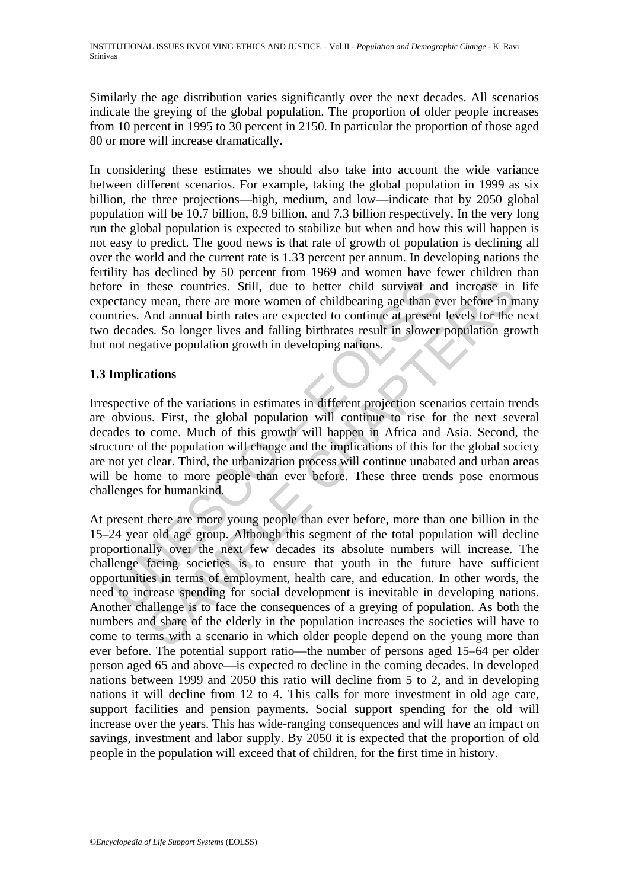Similarly the age distribution varies significantly over the next decades. All scenarios indicate the greying of the global population. The proportion of older people increases from 10 percent in 1995 to 30 percent in 2150. In particular the proportion of those aged 80 or more will increase dramatically.

In considering these estimates we should also take into account the wide variance between different scenarios. For example, taking the global population in 1999 as six billion, the three projections—high, medium, and low—indicate that by 2050 global population will be 10.7 billion, 8.9 billion, and 7.3 billion respectively. In the very long run the global population is expected to stabilize but when and how this will happen is not easy to predict. The good news is that rate of growth of population is declining all over the world and the current rate is 1.33 percent per annum. In developing nations the fertility has declined by 50 percent from 1969 and women have fewer children than before in these countries. Still, due to better child survival and increase in life expectancy mean, there are more women of childbearing age than ever before in many countries. And annual birth rates are expected to continue at present levels for the next two decades. So longer lives and falling birthrates result in slower population growth but not negative population growth in developing nations.

### 1.3 Implications

Irrespective of the variations in estimates in different projection scenarios certain trends are obvious. First, the global population will continue to rise for the next several decades to come. Much of this growth will happen in Africa and Asia. Second, the structure of the population will change and the implications of this for the global society are not yet clear. Third, the urbanization process will continue unabated and urban areas will be home to more people than ever before. These three trends pose enormous challenges for humankind.

At present there are more young people than ever before, more than one billion in the 15–24 year old age group. Although this segment of the total population will decline proportionally over the next few decades its absolute numbers will increase. The challenge facing societies is to ensure that youth in the future have sufficient opportunities in terms of employment, health care, and education. In other words, the need to increase spending for social development is inevitable in developing nations. Another challenge is to face the consequences of a greying of population. As both the numbers and share of the elderly in the population increases the societies will have to come to terms with a scenario in which older people depend on the young more than ever before. The potential support ratio—the number of persons aged 15–64 per older person aged 65 and above—is expected to decline in the coming decades. In developed nations between 1999 and 2050 this ratio will decline from 5 to 2, and in developing nations it will decline from 12 to 4. This calls for more investment in old age care, support facilities and pension payments. Social support spending for the old will increase over the years. This has wide-ranging consequences and will have an impact on savings, investment and labor supply. By 2050 it is expected that the proportion of old people in the population will exceed that of children, for the first time in history.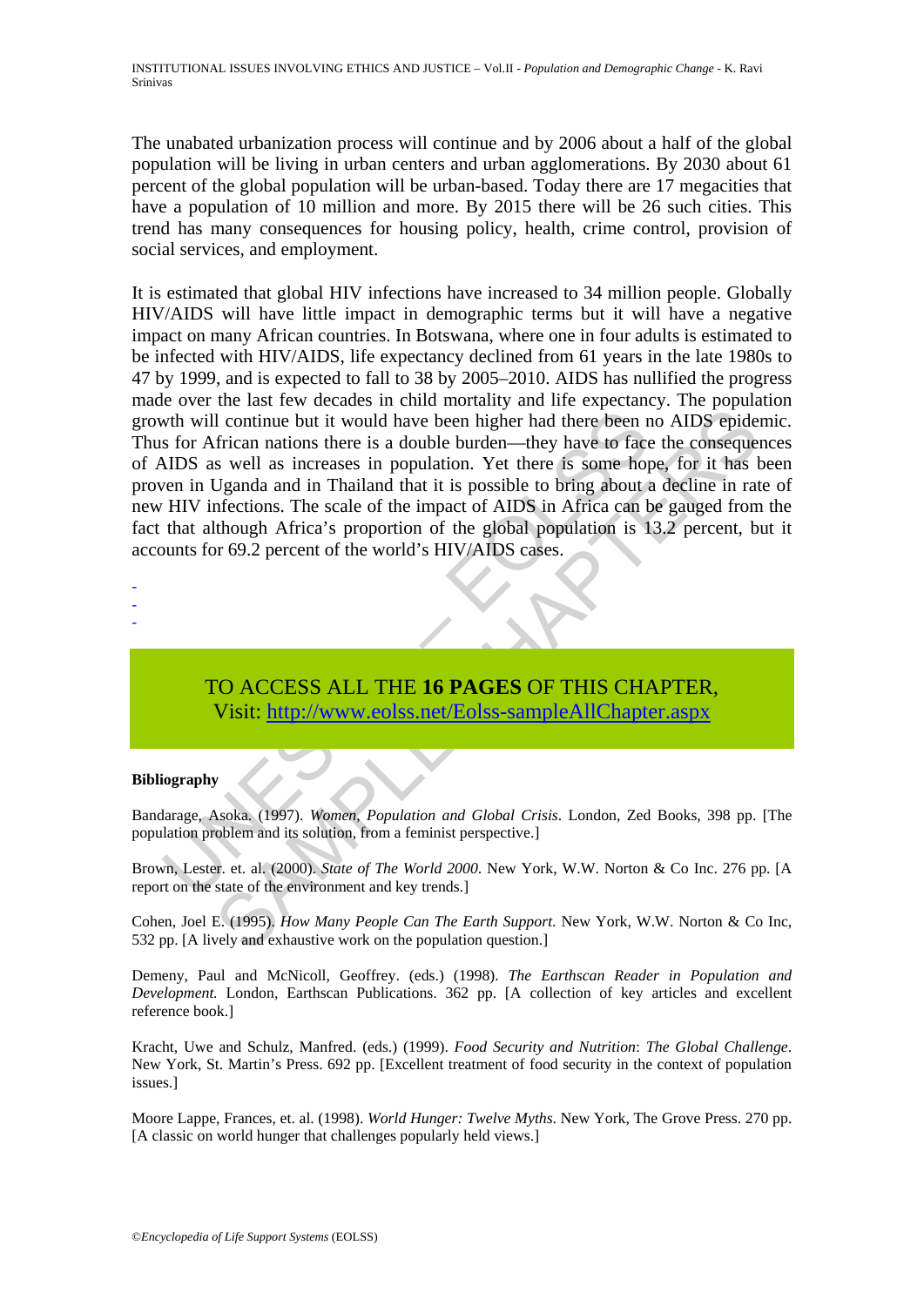The unabated urbanization process will continue and by 2006 about a half of the global population will be living in urban centers and urban agglomerations. By 2030 about 61 percent of the global population will be urban-based. Today there are 17 megacities that have a population of 10 million and more. By 2015 there will be 26 such cities. This trend has many consequences for housing policy, health, crime control, provision of social services, and employment.

It is estimated that global HIV infections have increased to 34 million people. Globally HIV/AIDS will have little impact in demographic terms but it will have a negative impact on many African countries. In Botswana, where one in four adults is estimated to be infected with HIV/AIDS, life expectancy declined from 61 years in the late 1980s to 47 by 1999, and is expected to fall to 38 by 2005–2010. AIDS has nullified the progress made over the last few decades in child mortality and life expectancy. The population growth will continue but it would have been higher had there been no AIDS epidemic. Thus for African nations there is a double burden—they have to face the consequences of AIDS as well as increases in population. Yet there is some hope, for it has been proven in Uganda and in Thailand that it is possible to bring about a decline in rate of new HIV infections. The scale of the impact of AIDS in Africa can be gauged from the fact that although Africa's proportion of the global population is 13.2 percent, but it accounts for 69.2 percent of the world's HIV/AIDS cases.

-
-
-

TO ACCESS ALL THE **16 PAGES** OF THIS CHAPTER,
Visit: http://www.eolss.net/Eolss-sampleAllChapter.aspx

**Bibliography**

Bandarage, Asoka. (1997). *Women, Population and Global Crisis*. London, Zed Books, 398 pp. [The population problem and its solution, from a feminist perspective.]

Brown, Lester. et. al. (2000). *State of The World 2000.* New York, W.W. Norton & Co Inc. 276 pp. [A report on the state of the environment and key trends.]

Cohen, Joel E. (1995). *How Many People Can The Earth Support.* New York, W.W. Norton & Co Inc, 532 pp. [A lively and exhaustive work on the population question.]

Demeny, Paul and McNicoll, Geoffrey. (eds.) (1998). *The Earthscan Reader in Population and Development.* London, Earthscan Publications. 362 pp. [A collection of key articles and excellent reference book.]

Kracht, Uwe and Schulz, Manfred. (eds.) (1999). *Food Security and Nutrition*: *The Global Challenge*. New York, St. Martin's Press. 692 pp. [Excellent treatment of food security in the context of population issues.]

Moore Lappe, Frances, et. al. (1998). *World Hunger: Twelve Myths.* New York, The Grove Press. 270 pp. [A classic on world hunger that challenges popularly held views.]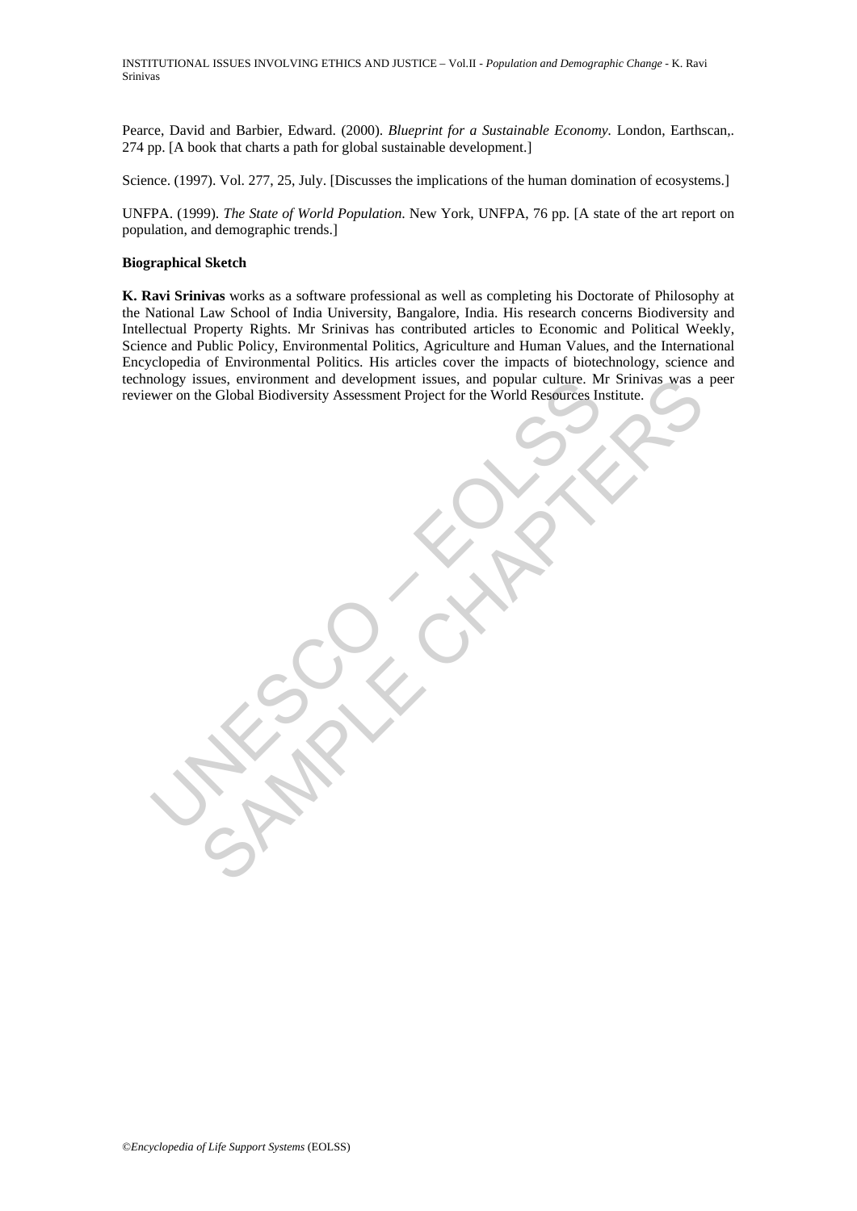Pearce, David and Barbier, Edward. (2000). *Blueprint for a Sustainable Economy.* London, Earthscan,. 274 pp. [A book that charts a path for global sustainable development.]

Science. (1997). Vol. 277, 25, July. [Discusses the implications of the human domination of ecosystems.]

UNFPA. (1999). *The State of World Population*. New York, UNFPA, 76 pp. [A state of the art report on population, and demographic trends.]

**Biographical Sketch**

**K. Ravi Srinivas** works as a software professional as well as completing his Doctorate of Philosophy at the National Law School of India University, Bangalore, India. His research concerns Biodiversity and Intellectual Property Rights. Mr Srinivas has contributed articles to Economic and Political Weekly, Science and Public Policy, Environmental Politics, Agriculture and Human Values, and the International Encyclopedia of Environmental Politics. His articles cover the impacts of biotechnology, science and technology issues, environment and development issues, and popular culture. Mr Srinivas was a peer reviewer on the Global Biodiversity Assessment Project for the World Resources Institute.